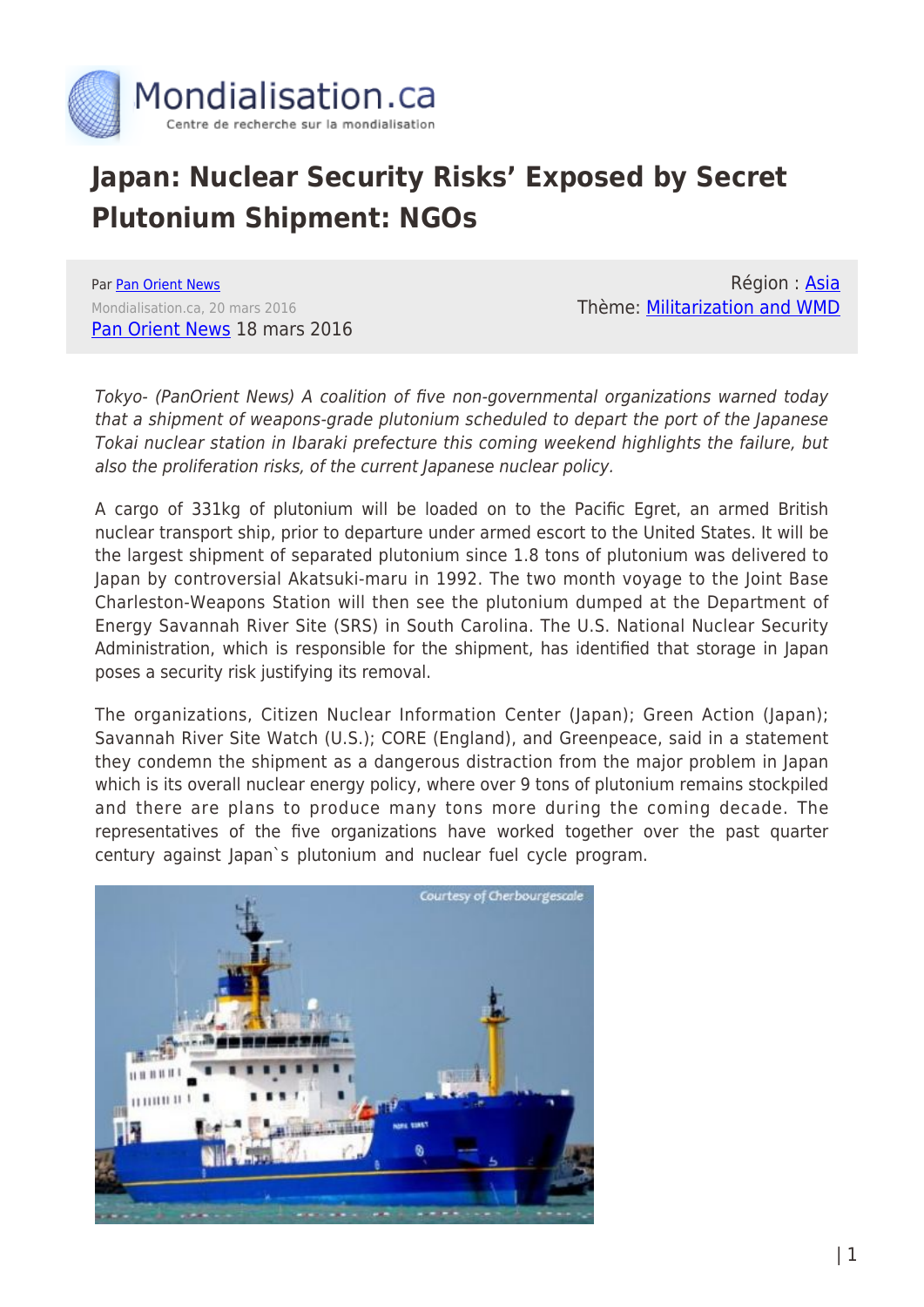# Japan: Nuclear Security Risks' Exposed by Secret Plutonium Shipment: NGOs

Par Pan Orient News
Mondialisation.ca, 20 mars 2016
Pan Orient News 18 mars 2016

Région : Asia
Thème: Militarization and WMD

*Tokyo- (PanOrient News) A coalition of five non-governmental organizations warned today that a shipment of weapons-grade plutonium scheduled to depart the port of the Japanese Tokai nuclear station in Ibaraki prefecture this coming weekend highlights the failure, but also the proliferation risks, of the current Japanese nuclear policy.*

A cargo of 331kg of plutonium will be loaded on to the Pacific Egret, an armed British nuclear transport ship, prior to departure under armed escort to the United States. It will be the largest shipment of separated plutonium since 1.8 tons of plutonium was delivered to Japan by controversial Akatsuki-maru in 1992. The two month voyage to the Joint Base Charleston-Weapons Station will then see the plutonium dumped at the Department of Energy Savannah River Site (SRS) in South Carolina. The U.S. National Nuclear Security Administration, which is responsible for the shipment, has identified that storage in Japan poses a security risk justifying its removal.

The organizations, Citizen Nuclear Information Center (Japan); Green Action (Japan); Savannah River Site Watch (U.S.); CORE (England), and Greenpeace, said in a statement they condemn the shipment as a dangerous distraction from the major problem in Japan which is its overall nuclear energy policy, where over 9 tons of plutonium remains stockpiled and there are plans to produce many tons more during the coming decade. The representatives of the five organizations have worked together over the past quarter century against Japan`s plutonium and nuclear fuel cycle program.

Courtesy of Cherbourgescale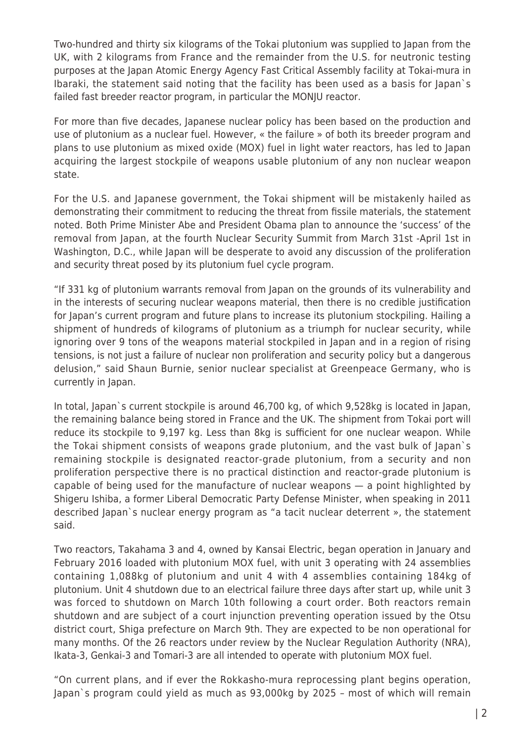Two-hundred and thirty six kilograms of the Tokai plutonium was supplied to Japan from the UK, with 2 kilograms from France and the remainder from the U.S. for neutronic testing purposes at the Japan Atomic Energy Agency Fast Critical Assembly facility at Tokai-mura in Ibaraki, the statement said noting that the facility has been used as a basis for Japan`s failed fast breeder reactor program, in particular the MONJU reactor.

For more than five decades, Japanese nuclear policy has been based on the production and use of plutonium as a nuclear fuel. However, « the failure » of both its breeder program and plans to use plutonium as mixed oxide (MOX) fuel in light water reactors, has led to Japan acquiring the largest stockpile of weapons usable plutonium of any non nuclear weapon state.

For the U.S. and Japanese government, the Tokai shipment will be mistakenly hailed as demonstrating their commitment to reducing the threat from fissile materials, the statement noted. Both Prime Minister Abe and President Obama plan to announce the 'success' of the removal from Japan, at the fourth Nuclear Security Summit from March 31st -April 1st in Washington, D.C., while Japan will be desperate to avoid any discussion of the proliferation and security threat posed by its plutonium fuel cycle program.

"If 331 kg of plutonium warrants removal from Japan on the grounds of its vulnerability and in the interests of securing nuclear weapons material, then there is no credible justification for Japan's current program and future plans to increase its plutonium stockpiling. Hailing a shipment of hundreds of kilograms of plutonium as a triumph for nuclear security, while ignoring over 9 tons of the weapons material stockpiled in Japan and in a region of rising tensions, is not just a failure of nuclear non proliferation and security policy but a dangerous delusion," said Shaun Burnie, senior nuclear specialist at Greenpeace Germany, who is currently in Japan.

In total, Japan`s current stockpile is around 46,700 kg, of which 9,528kg is located in Japan, the remaining balance being stored in France and the UK. The shipment from Tokai port will reduce its stockpile to 9,197 kg. Less than 8kg is sufficient for one nuclear weapon. While the Tokai shipment consists of weapons grade plutonium, and the vast bulk of Japan`s remaining stockpile is designated reactor-grade plutonium, from a security and non proliferation perspective there is no practical distinction and reactor-grade plutonium is capable of being used for the manufacture of nuclear weapons — a point highlighted by Shigeru Ishiba, a former Liberal Democratic Party Defense Minister, when speaking in 2011 described Japan`s nuclear energy program as "a tacit nuclear deterrent », the statement said.

Two reactors, Takahama 3 and 4, owned by Kansai Electric, began operation in January and February 2016 loaded with plutonium MOX fuel, with unit 3 operating with 24 assemblies containing 1,088kg of plutonium and unit 4 with 4 assemblies containing 184kg of plutonium. Unit 4 shutdown due to an electrical failure three days after start up, while unit 3 was forced to shutdown on March 10th following a court order. Both reactors remain shutdown and are subject of a court injunction preventing operation issued by the Otsu district court, Shiga prefecture on March 9th. They are expected to be non operational for many months. Of the 26 reactors under review by the Nuclear Regulation Authority (NRA), Ikata-3, Genkai-3 and Tomari-3 are all intended to operate with plutonium MOX fuel.

"On current plans, and if ever the Rokkasho-mura reprocessing plant begins operation, Japan`s program could yield as much as 93,000kg by 2025 – most of which will remain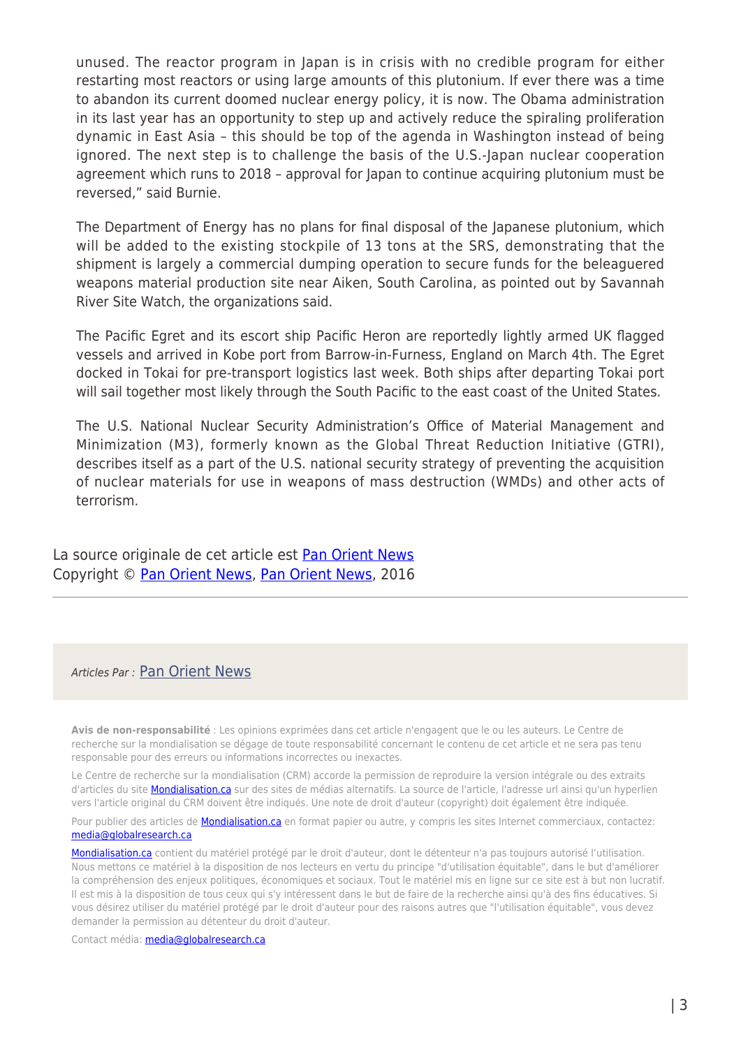unused. The reactor program in Japan is in crisis with no credible program for either restarting most reactors or using large amounts of this plutonium. If ever there was a time to abandon its current doomed nuclear energy policy, it is now. The Obama administration in its last year has an opportunity to step up and actively reduce the spiraling proliferation dynamic in East Asia – this should be top of the agenda in Washington instead of being ignored. The next step is to challenge the basis of the U.S.-Japan nuclear cooperation agreement which runs to 2018 – approval for Japan to continue acquiring plutonium must be reversed," said Burnie.

The Department of Energy has no plans for final disposal of the Japanese plutonium, which will be added to the existing stockpile of 13 tons at the SRS, demonstrating that the shipment is largely a commercial dumping operation to secure funds for the beleaguered weapons material production site near Aiken, South Carolina, as pointed out by Savannah River Site Watch, the organizations said.

The Pacific Egret and its escort ship Pacific Heron are reportedly lightly armed UK flagged vessels and arrived in Kobe port from Barrow-in-Furness, England on March 4th. The Egret docked in Tokai for pre-transport logistics last week. Both ships after departing Tokai port will sail together most likely through the South Pacific to the east coast of the United States.

The U.S. National Nuclear Security Administration's Office of Material Management and Minimization (M3), formerly known as the Global Threat Reduction Initiative (GTRI), describes itself as a part of the U.S. national security strategy of preventing the acquisition of nuclear materials for use in weapons of mass destruction (WMDs) and other acts of terrorism.

La source originale de cet article est Pan Orient News
Copyright © Pan Orient News, Pan Orient News, 2016

---

*Articles Par :* Pan Orient News

**Avis de non-responsabilité** : Les opinions exprimées dans cet article n'engagent que le ou les auteurs. Le Centre de recherche sur la mondialisation se dégage de toute responsabilité concernant le contenu de cet article et ne sera pas tenu responsable pour des erreurs ou informations incorrectes ou inexactes.

Le Centre de recherche sur la mondialisation (CRM) accorde la permission de reproduire la version intégrale ou des extraits d'articles du site Mondialisation.ca sur des sites de médias alternatifs. La source de l'article, l'adresse url ainsi qu'un hyperlien vers l'article original du CRM doivent être indiqués. Une note de droit d'auteur (copyright) doit également être indiquée.

Pour publier des articles de Mondialisation.ca en format papier ou autre, y compris les sites Internet commerciaux, contactez: media@globalresearch.ca

Mondialisation.ca contient du matériel protégé par le droit d'auteur, dont le détenteur n'a pas toujours autorisé l'utilisation. Nous mettons ce matériel à la disposition de nos lecteurs en vertu du principe "d'utilisation équitable", dans le but d'améliorer la compréhension des enjeux politiques, économiques et sociaux. Tout le matériel mis en ligne sur ce site est à but non lucratif. Il est mis à la disposition de tous ceux qui s'y intéressent dans le but de faire de la recherche ainsi qu'à des fins éducatives. Si vous désirez utiliser du matériel protégé par le droit d'auteur pour des raisons autres que "l'utilisation équitable", vous devez demander la permission au détenteur du droit d'auteur.

Contact média: media@globalresearch.ca